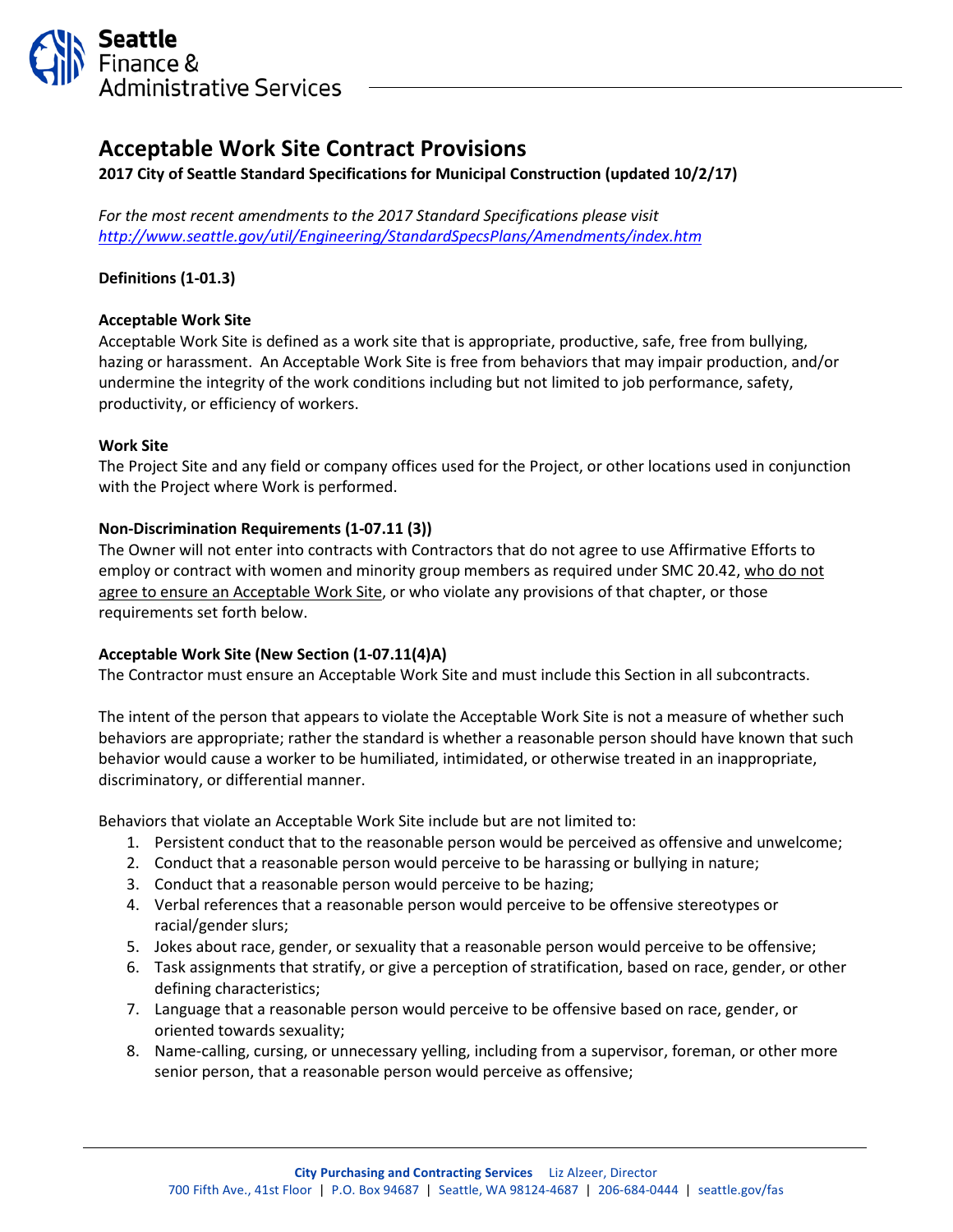Seattle Finance & Administrative Services

# Acceptable Work Site Contract Provisions

**2017 City of Seattle Standard Specifications for Municipal Construction (updated 10/2/17)**

*For the most recent amendments to the 2017 Standard Specifications please visit* *http://www.seattle.gov/util/Engineering/StandardSpecsPlans/Amendments/index.htm*

**Definitions (1-01.3)**

**Acceptable Work Site**
Acceptable Work Site is defined as a work site that is appropriate, productive, safe, free from bullying, hazing or harassment. An Acceptable Work Site is free from behaviors that may impair production, and/or undermine the integrity of the work conditions including but not limited to job performance, safety, productivity, or efficiency of workers.

**Work Site**
The Project Site and any field or company offices used for the Project, or other locations used in conjunction with the Project where Work is performed.

**Non-Discrimination Requirements (1-07.11 (3))**
The Owner will not enter into contracts with Contractors that do not agree to use Affirmative Efforts to employ or contract with women and minority group members as required under SMC 20.42, who do not agree to ensure an Acceptable Work Site, or who violate any provisions of that chapter, or those requirements set forth below.

**Acceptable Work Site (New Section (1-07.11(4)A)**
The Contractor must ensure an Acceptable Work Site and must include this Section in all subcontracts.

The intent of the person that appears to violate the Acceptable Work Site is not a measure of whether such behaviors are appropriate; rather the standard is whether a reasonable person should have known that such behavior would cause a worker to be humiliated, intimidated, or otherwise treated in an inappropriate, discriminatory, or differential manner.

Behaviors that violate an Acceptable Work Site include but are not limited to:

1. Persistent conduct that to the reasonable person would be perceived as offensive and unwelcome;
2. Conduct that a reasonable person would perceive to be harassing or bullying in nature;
3. Conduct that a reasonable person would perceive to be hazing;
4. Verbal references that a reasonable person would perceive to be offensive stereotypes or racial/gender slurs;
5. Jokes about race, gender, or sexuality that a reasonable person would perceive to be offensive;
6. Task assignments that stratify, or give a perception of stratification, based on race, gender, or other defining characteristics;
7. Language that a reasonable person would perceive to be offensive based on race, gender, or oriented towards sexuality;
8. Name-calling, cursing, or unnecessary yelling, including from a supervisor, foreman, or other more senior person, that a reasonable person would perceive as offensive;

City Purchasing and Contracting Services Liz Alzeer, Director
700 Fifth Ave., 41st Floor | P.O. Box 94687 | Seattle, WA 98124-4687 | 206-684-0444 | seattle.gov/fas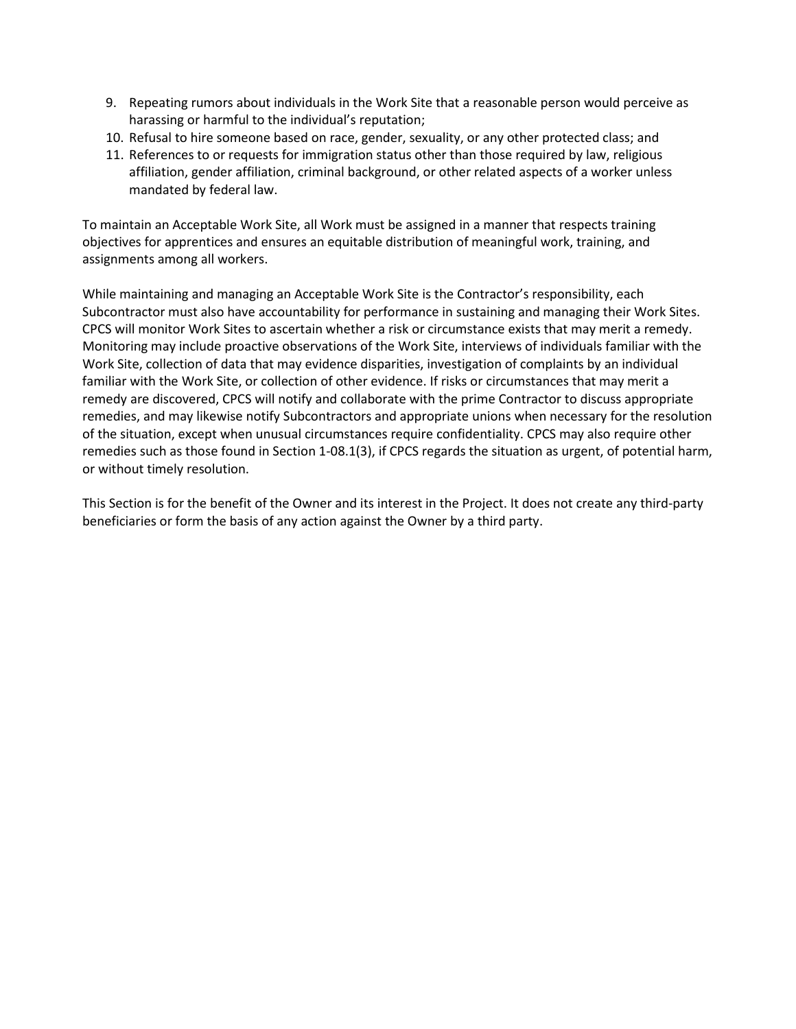9. Repeating rumors about individuals in the Work Site that a reasonable person would perceive as harassing or harmful to the individual's reputation;
10. Refusal to hire someone based on race, gender, sexuality, or any other protected class; and
11. References to or requests for immigration status other than those required by law, religious affiliation, gender affiliation, criminal background, or other related aspects of a worker unless mandated by federal law.

To maintain an Acceptable Work Site, all Work must be assigned in a manner that respects training objectives for apprentices and ensures an equitable distribution of meaningful work, training, and assignments among all workers.

While maintaining and managing an Acceptable Work Site is the Contractor's responsibility, each Subcontractor must also have accountability for performance in sustaining and managing their Work Sites. CPCS will monitor Work Sites to ascertain whether a risk or circumstance exists that may merit a remedy. Monitoring may include proactive observations of the Work Site, interviews of individuals familiar with the Work Site, collection of data that may evidence disparities, investigation of complaints by an individual familiar with the Work Site, or collection of other evidence. If risks or circumstances that may merit a remedy are discovered, CPCS will notify and collaborate with the prime Contractor to discuss appropriate remedies, and may likewise notify Subcontractors and appropriate unions when necessary for the resolution of the situation, except when unusual circumstances require confidentiality. CPCS may also require other remedies such as those found in Section 1-08.1(3), if CPCS regards the situation as urgent, of potential harm, or without timely resolution.

This Section is for the benefit of the Owner and its interest in the Project. It does not create any third-party beneficiaries or form the basis of any action against the Owner by a third party.